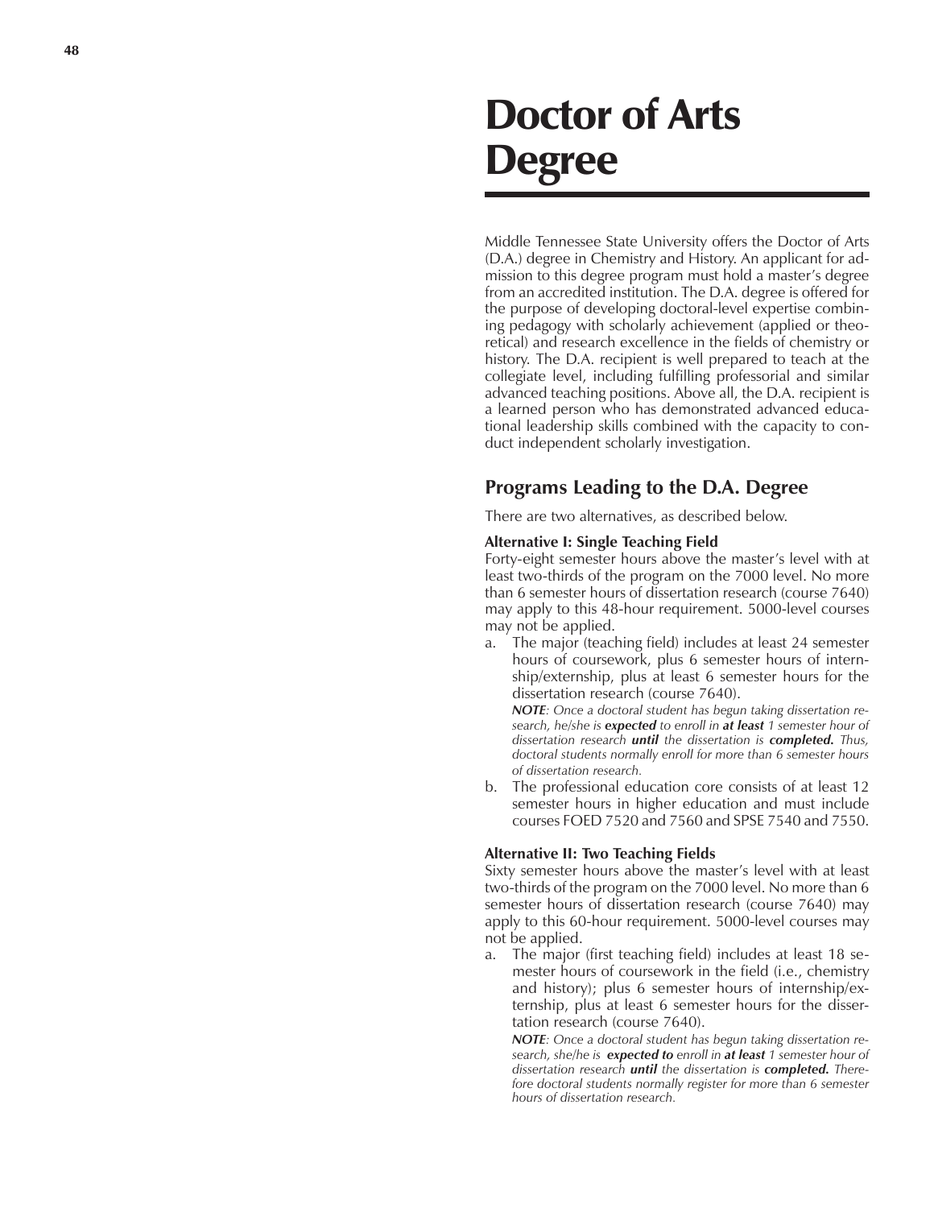# Doctor of Arts Degree

Middle Tennessee State University offers the Doctor of Arts (D.A.) degree in Chemistry and History. An applicant for admission to this degree program must hold a master's degree from an accredited institution. The D.A. degree is offered for the purpose of developing doctoral-level expertise combining pedagogy with scholarly achievement (applied or theoretical) and research excellence in the fields of chemistry or history. The D.A. recipient is well prepared to teach at the collegiate level, including fulfilling professorial and similar advanced teaching positions. Above all, the D.A. recipient is a learned person who has demonstrated advanced educational leadership skills combined with the capacity to conduct independent scholarly investigation.

## Programs Leading to the D.A. Degree

There are two alternatives, as described below.

**Alternative I: Single Teaching Field**

Forty-eight semester hours above the master's level with at least two-thirds of the program on the 7000 level. No more than 6 semester hours of dissertation research (course 7640) may apply to this 48-hour requirement. 5000-level courses may not be applied.

a. The major (teaching field) includes at least 24 semester hours of coursework, plus 6 semester hours of internship/externship, plus at least 6 semester hours for the dissertation research (course 7640).

   ***NOTE**: Once a doctoral student has begun taking dissertation research, he/she is **expected** to enroll in **at least** 1 semester hour of dissertation research **until** the dissertation is **completed.** Thus, doctoral students normally enroll for more than 6 semester hours of dissertation research.*

b. The professional education core consists of at least 12 semester hours in higher education and must include courses FOED 7520 and 7560 and SPSE 7540 and 7550.

**Alternative II: Two Teaching Fields**

Sixty semester hours above the master's level with at least two-thirds of the program on the 7000 level. No more than 6 semester hours of dissertation research (course 7640) may apply to this 60-hour requirement. 5000-level courses may not be applied.

a. The major (first teaching field) includes at least 18 semester hours of coursework in the field (i.e., chemistry and history); plus 6 semester hours of internship/externship, plus at least 6 semester hours for the dissertation research (course 7640).

   ***NOTE**: Once a doctoral student has begun taking dissertation research, she/he is **expected to** enroll in **at least** 1 semester hour of dissertation research **until** the dissertation is **completed.** Therefore doctoral students normally register for more than 6 semester hours of dissertation research.*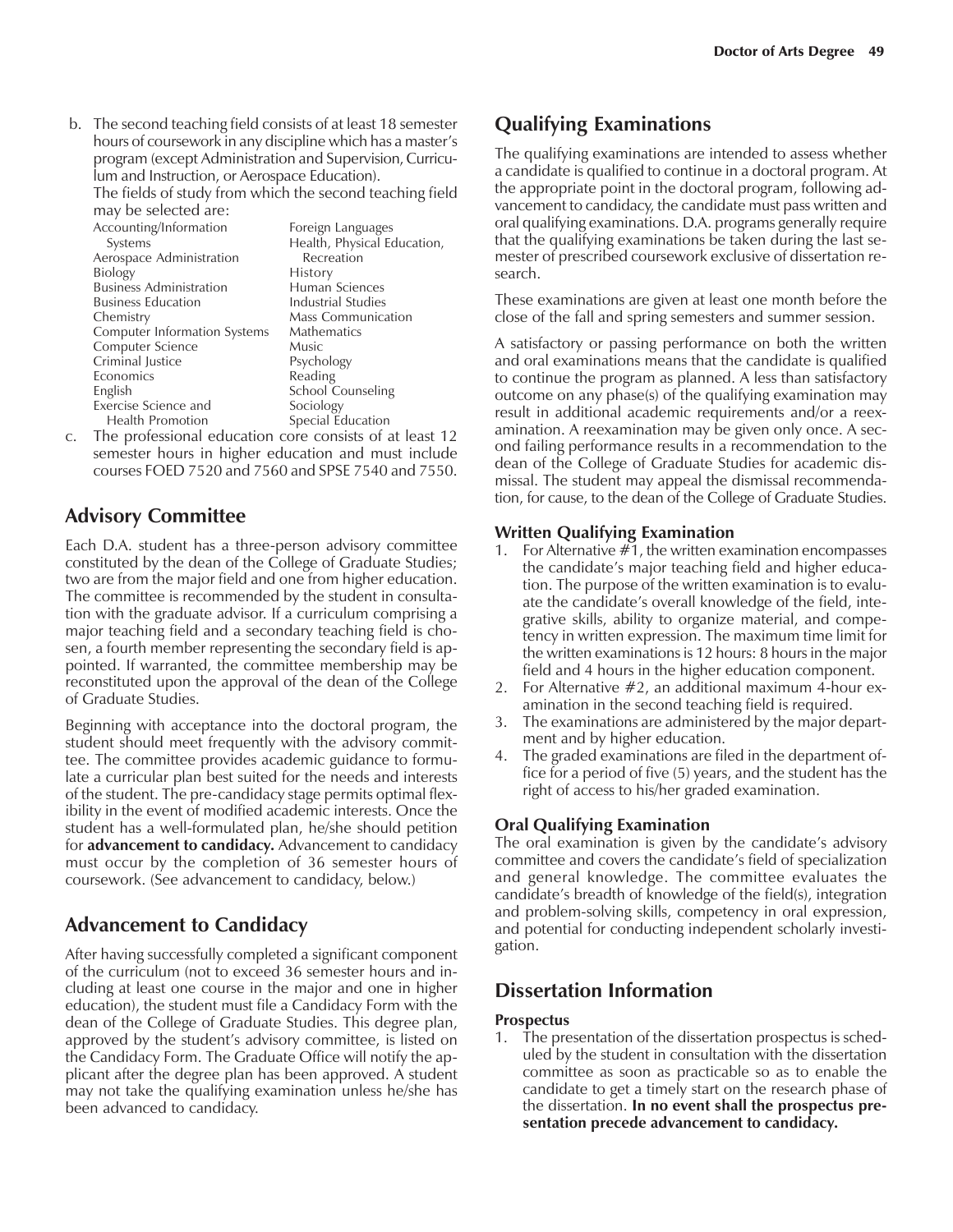b. The second teaching field consists of at least 18 semester hours of coursework in any discipline which has a master's program (except Administration and Supervision, Curriculum and Instruction, or Aerospace Education).

   The fields of study from which the second teaching field may be selected are:

   | | |
   |---|---|
   | Accounting/Information Systems | Foreign Languages |
   | Aerospace Administration | Health, Physical Education, Recreation |
   | Biology | History |
   | Business Administration | Human Sciences |
   | Business Education | Industrial Studies |
   | Chemistry | Mass Communication |
   | Computer Information Systems | Mathematics |
   | Computer Science | Music |
   | Criminal Justice | Psychology |
   | Economics | Reading |
   | English | School Counseling |
   | Exercise Science and Health Promotion | Sociology |
   | | Special Education |

c. The professional education core consists of at least 12 semester hours in higher education and must include courses FOED 7520 and 7560 and SPSE 7540 and 7550.

## Advisory Committee

Each D.A. student has a three-person advisory committee constituted by the dean of the College of Graduate Studies; two are from the major field and one from higher education. The committee is recommended by the student in consultation with the graduate advisor. If a curriculum comprising a major teaching field and a secondary teaching field is chosen, a fourth member representing the secondary field is appointed. If warranted, the committee membership may be reconstituted upon the approval of the dean of the College of Graduate Studies.

Beginning with acceptance into the doctoral program, the student should meet frequently with the advisory committee. The committee provides academic guidance to formulate a curricular plan best suited for the needs and interests of the student. The pre-candidacy stage permits optimal flexibility in the event of modified academic interests. Once the student has a well-formulated plan, he/she should petition for **advancement to candidacy.** Advancement to candidacy must occur by the completion of 36 semester hours of coursework. (See advancement to candidacy, below.)

## Advancement to Candidacy

After having successfully completed a significant component of the curriculum (not to exceed 36 semester hours and including at least one course in the major and one in higher education), the student must file a Candidacy Form with the dean of the College of Graduate Studies. This degree plan, approved by the student's advisory committee, is listed on the Candidacy Form. The Graduate Office will notify the applicant after the degree plan has been approved. A student may not take the qualifying examination unless he/she has been advanced to candidacy.

## Qualifying Examinations

The qualifying examinations are intended to assess whether a candidate is qualified to continue in a doctoral program. At the appropriate point in the doctoral program, following advancement to candidacy, the candidate must pass written and oral qualifying examinations. D.A. programs generally require that the qualifying examinations be taken during the last semester of prescribed coursework exclusive of dissertation research.

These examinations are given at least one month before the close of the fall and spring semesters and summer session.

A satisfactory or passing performance on both the written and oral examinations means that the candidate is qualified to continue the program as planned. A less than satisfactory outcome on any phase(s) of the qualifying examination may result in additional academic requirements and/or a reexamination. A reexamination may be given only once. A second failing performance results in a recommendation to the dean of the College of Graduate Studies for academic dismissal. The student may appeal the dismissal recommendation, for cause, to the dean of the College of Graduate Studies.

### Written Qualifying Examination

1. For Alternative #1, the written examination encompasses the candidate's major teaching field and higher education. The purpose of the written examination is to evaluate the candidate's overall knowledge of the field, integrative skills, ability to organize material, and competency in written expression. The maximum time limit for the written examinations is 12 hours: 8 hours in the major field and 4 hours in the higher education component.
2. For Alternative #2, an additional maximum 4-hour examination in the second teaching field is required.
3. The examinations are administered by the major department and by higher education.
4. The graded examinations are filed in the department office for a period of five (5) years, and the student has the right of access to his/her graded examination.

### Oral Qualifying Examination

The oral examination is given by the candidate's advisory committee and covers the candidate's field of specialization and general knowledge. The committee evaluates the candidate's breadth of knowledge of the field(s), integration and problem-solving skills, competency in oral expression, and potential for conducting independent scholarly investigation.

## Dissertation Information

### Prospectus

1. The presentation of the dissertation prospectus is scheduled by the student in consultation with the dissertation committee as soon as practicable so as to enable the candidate to get a timely start on the research phase of the dissertation. **In no event shall the prospectus presentation precede advancement to candidacy.**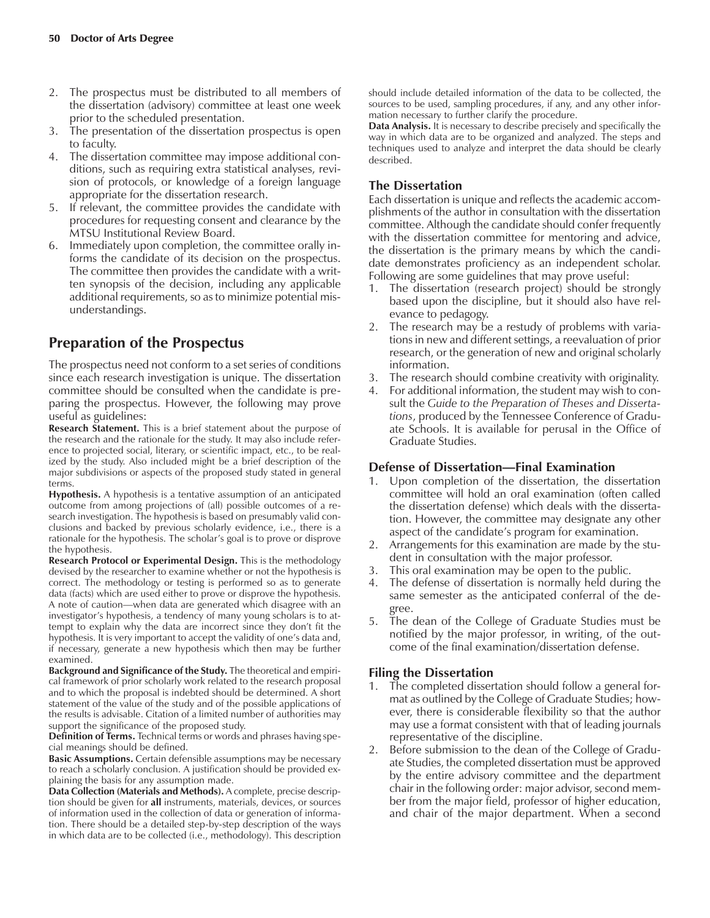2. The prospectus must be distributed to all members of the dissertation (advisory) committee at least one week prior to the scheduled presentation.
3. The presentation of the dissertation prospectus is open to faculty.
4. The dissertation committee may impose additional conditions, such as requiring extra statistical analyses, revision of protocols, or knowledge of a foreign language appropriate for the dissertation research.
5. If relevant, the committee provides the candidate with procedures for requesting consent and clearance by the MTSU Institutional Review Board.
6. Immediately upon completion, the committee orally informs the candidate of its decision on the prospectus. The committee then provides the candidate with a written synopsis of the decision, including any applicable additional requirements, so as to minimize potential misunderstandings.

## Preparation of the Prospectus

The prospectus need not conform to a set series of conditions since each research investigation is unique. The dissertation committee should be consulted when the candidate is preparing the prospectus. However, the following may prove useful as guidelines:

**Research Statement.** This is a brief statement about the purpose of the research and the rationale for the study. It may also include reference to projected social, literary, or scientific impact, etc., to be realized by the study. Also included might be a brief description of the major subdivisions or aspects of the proposed study stated in general terms.

**Hypothesis.** A hypothesis is a tentative assumption of an anticipated outcome from among projections of (all) possible outcomes of a research investigation. The hypothesis is based on presumably valid conclusions and backed by previous scholarly evidence, i.e., there is a rationale for the hypothesis. The scholar's goal is to prove or disprove the hypothesis.

**Research Protocol or Experimental Design.** This is the methodology devised by the researcher to examine whether or not the hypothesis is correct. The methodology or testing is performed so as to generate data (facts) which are used either to prove or disprove the hypothesis. A note of caution—when data are generated which disagree with an investigator's hypothesis, a tendency of many young scholars is to attempt to explain why the data are incorrect since they don't fit the hypothesis. It is very important to accept the validity of one's data and, if necessary, generate a new hypothesis which then may be further examined.

**Background and Significance of the Study.** The theoretical and empirical framework of prior scholarly work related to the research proposal and to which the proposal is indebted should be determined. A short statement of the value of the study and of the possible applications of the results is advisable. Citation of a limited number of authorities may support the significance of the proposed study.

**Definition of Terms.** Technical terms or words and phrases having special meanings should be defined.

**Basic Assumptions.** Certain defensible assumptions may be necessary to reach a scholarly conclusion. A justification should be provided explaining the basis for any assumption made.

**Data Collection (Materials and Methods).** A complete, precise description should be given for **all** instruments, materials, devices, or sources of information used in the collection of data or generation of information. There should be a detailed step-by-step description of the ways in which data are to be collected (i.e., methodology). This description should include detailed information of the data to be collected, the sources to be used, sampling procedures, if any, and any other information necessary to further clarify the procedure.

**Data Analysis.** It is necessary to describe precisely and specifically the way in which data are to be organized and analyzed. The steps and techniques used to analyze and interpret the data should be clearly described.

### The Dissertation

Each dissertation is unique and reflects the academic accomplishments of the author in consultation with the dissertation committee. Although the candidate should confer frequently with the dissertation committee for mentoring and advice, the dissertation is the primary means by which the candidate demonstrates proficiency as an independent scholar. Following are some guidelines that may prove useful:

1. The dissertation (research project) should be strongly based upon the discipline, but it should also have relevance to pedagogy.
2. The research may be a restudy of problems with variations in new and different settings, a reevaluation of prior research, or the generation of new and original scholarly information.
3. The research should combine creativity with originality.
4. For additional information, the student may wish to consult the *Guide to the Preparation of Theses and Dissertations*, produced by the Tennessee Conference of Graduate Schools. It is available for perusal in the Office of Graduate Studies.

### Defense of Dissertation—Final Examination

1. Upon completion of the dissertation, the dissertation committee will hold an oral examination (often called the dissertation defense) which deals with the dissertation. However, the committee may designate any other aspect of the candidate's program for examination.
2. Arrangements for this examination are made by the student in consultation with the major professor.
3. This oral examination may be open to the public.
4. The defense of dissertation is normally held during the same semester as the anticipated conferral of the degree.
5. The dean of the College of Graduate Studies must be notified by the major professor, in writing, of the outcome of the final examination/dissertation defense.

### Filing the Dissertation

1. The completed dissertation should follow a general format as outlined by the College of Graduate Studies; however, there is considerable flexibility so that the author may use a format consistent with that of leading journals representative of the discipline.
2. Before submission to the dean of the College of Graduate Studies, the completed dissertation must be approved by the entire advisory committee and the department chair in the following order: major advisor, second member from the major field, professor of higher education, and chair of the major department. When a second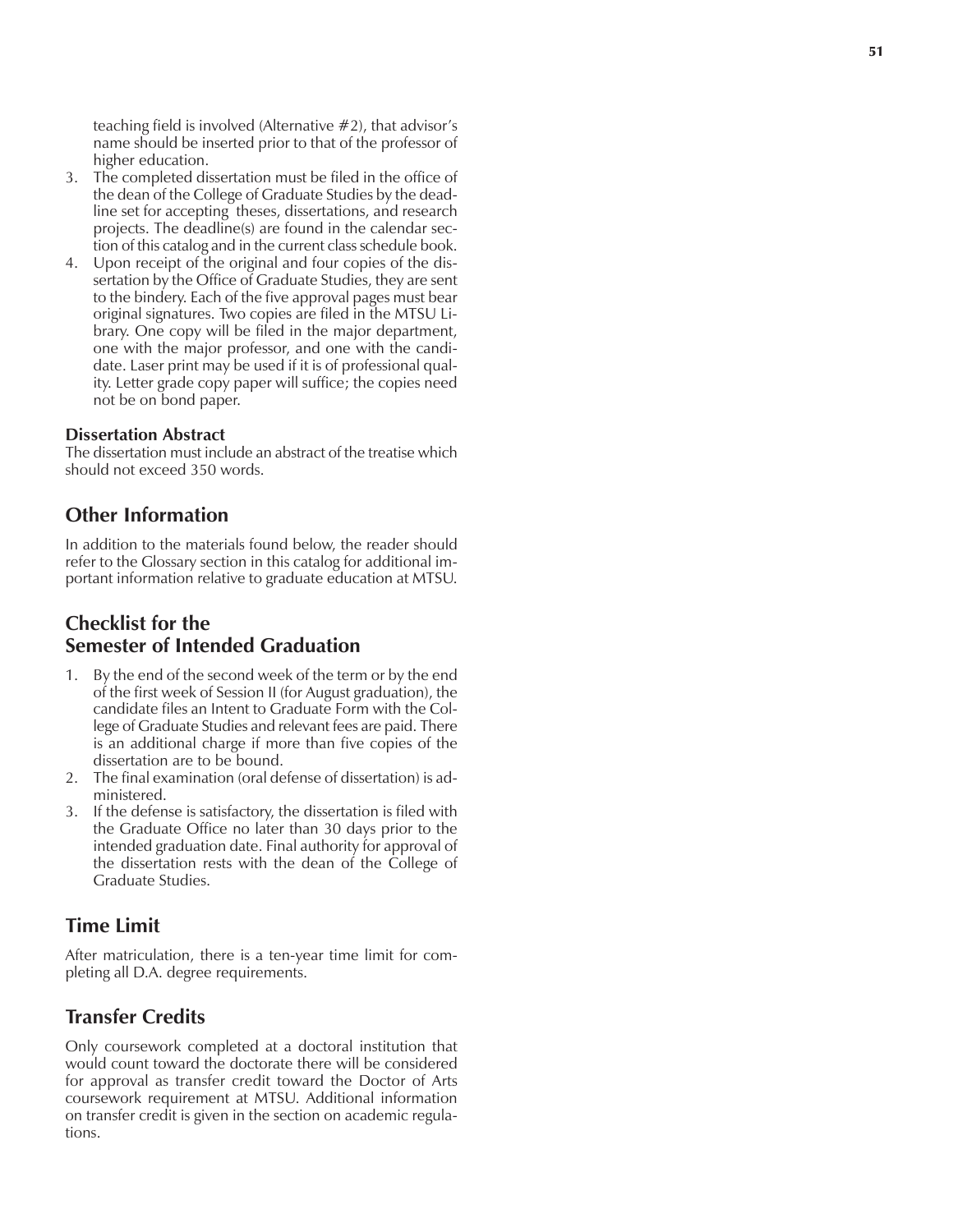teaching field is involved (Alternative #2), that advisor's name should be inserted prior to that of the professor of higher education.

3. The completed dissertation must be filed in the office of the dean of the College of Graduate Studies by the deadline set for accepting theses, dissertations, and research projects. The deadline(s) are found in the calendar section of this catalog and in the current class schedule book.
4. Upon receipt of the original and four copies of the dissertation by the Office of Graduate Studies, they are sent to the bindery. Each of the five approval pages must bear original signatures. Two copies are filed in the MTSU Library. One copy will be filed in the major department, one with the major professor, and one with the candidate. Laser print may be used if it is of professional quality. Letter grade copy paper will suffice; the copies need not be on bond paper.

**Dissertation Abstract**

The dissertation must include an abstract of the treatise which should not exceed 350 words.

## Other Information

In addition to the materials found below, the reader should refer to the Glossary section in this catalog for additional important information relative to graduate education at MTSU.

## Checklist for the Semester of Intended Graduation

1. By the end of the second week of the term or by the end of the first week of Session II (for August graduation), the candidate files an Intent to Graduate Form with the College of Graduate Studies and relevant fees are paid. There is an additional charge if more than five copies of the dissertation are to be bound.
2. The final examination (oral defense of dissertation) is administered.
3. If the defense is satisfactory, the dissertation is filed with the Graduate Office no later than 30 days prior to the intended graduation date. Final authority for approval of the dissertation rests with the dean of the College of Graduate Studies.

## Time Limit

After matriculation, there is a ten-year time limit for completing all D.A. degree requirements.

## Transfer Credits

Only coursework completed at a doctoral institution that would count toward the doctorate there will be considered for approval as transfer credit toward the Doctor of Arts coursework requirement at MTSU. Additional information on transfer credit is given in the section on academic regulations.